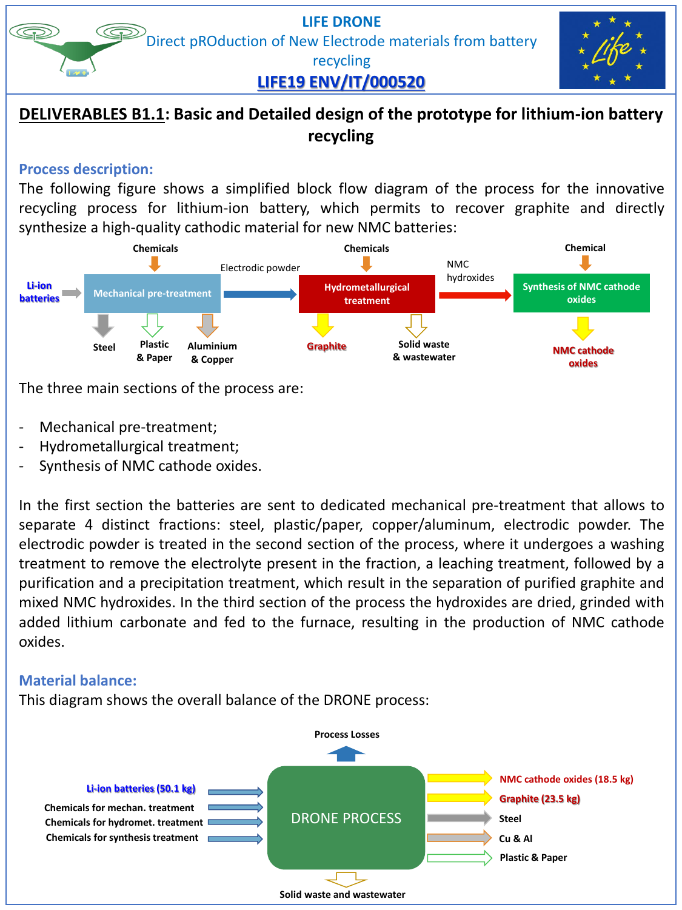# LIFE DRONE

Direct pROduction of New Electrode materials from battery recycling

**LIFE19 ENV/IT/000520**

## DELIVERABLES B1.1: Basic and Detailed design of the prototype for lithium-ion battery recycling

### Process description:

The following figure shows a simplified block flow diagram of the process for the innovative recycling process for lithium-ion battery, which permits to recover graphite and directly synthesize a high-quality cathodic material for new NMC batteries:

Li-ion batteries → Mechanical pre-treatment (Chemicals) → Electrodic powder → Hydrometallurgical treatment (Chemicals) → NMC hydroxides → Synthesis of NMC cathode oxides (Chemical)

Mechanical pre-treatment outputs: Steel; Plastic & Paper; Aluminium & Copper

Hydrometallurgical treatment outputs: Graphite; Solid waste & wastewater

Synthesis of NMC cathode oxides output: NMC cathode oxides

The three main sections of the process are:

- Mechanical pre-treatment;
- Hydrometallurgical treatment;
- Synthesis of NMC cathode oxides.

In the first section the batteries are sent to dedicated mechanical pre-treatment that allows to separate 4 distinct fractions: steel, plastic/paper, copper/aluminum, electrodic powder. The electrodic powder is treated in the second section of the process, where it undergoes a washing treatment to remove the electrolyte present in the fraction, a leaching treatment, followed by a purification and a precipitation treatment, which result in the separation of purified graphite and mixed NMC hydroxides. In the third section of the process the hydroxides are dried, grinded with added lithium carbonate and fed to the furnace, resulting in the production of NMC cathode oxides.

### Material balance:

This diagram shows the overall balance of the DRONE process:

Inputs to DRONE PROCESS:
- Li-ion batteries (50.1 kg)
- Chemicals for mechan. treatment
- Chemicals for hydromet. treatment
- Chemicals for synthesis treatment

Outputs from DRONE PROCESS:
- NMC cathode oxides (18.5 kg)
- Graphite (23.5 kg)
- Steel
- Cu & Al
- Plastic & Paper
- Process Losses
- Solid waste and wastewater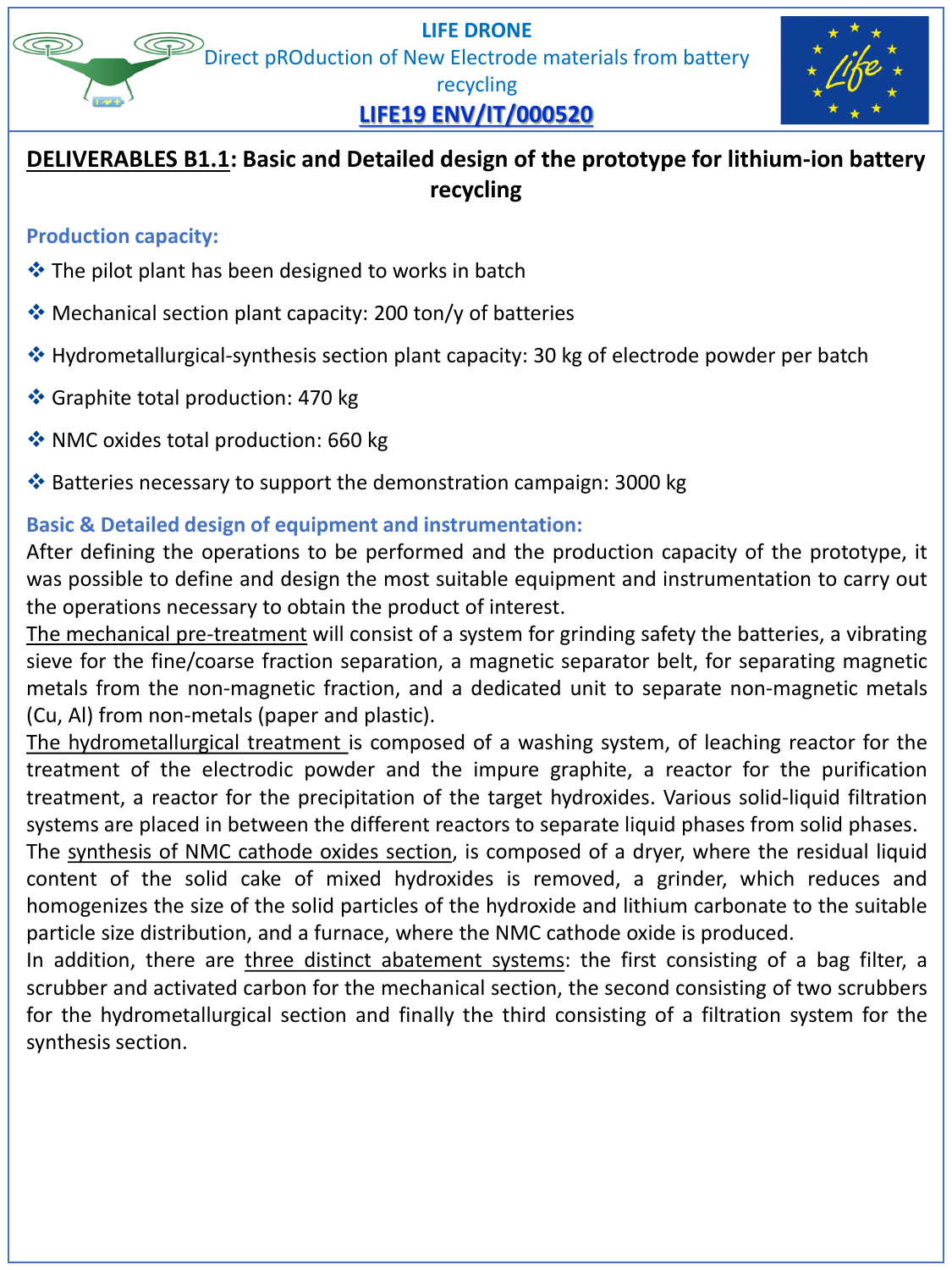LIFE DRONE

Direct pROduction of New Electrode materials from battery recycling

**LIFE19 ENV/IT/000520**

## DELIVERABLES B1.1: Basic and Detailed design of the prototype for lithium-ion battery recycling

### Production capacity:

- The pilot plant has been designed to works in batch
- Mechanical section plant capacity: 200 ton/y of batteries
- Hydrometallurgical-synthesis section plant capacity: 30 kg of electrode powder per batch
- Graphite total production: 470 kg
- NMC oxides total production: 660 kg
- Batteries necessary to support the demonstration campaign: 3000 kg

### Basic & Detailed design of equipment and instrumentation:

After defining the operations to be performed and the production capacity of the prototype, it was possible to define and design the most suitable equipment and instrumentation to carry out the operations necessary to obtain the product of interest.

The mechanical pre-treatment will consist of a system for grinding safety the batteries, a vibrating sieve for the fine/coarse fraction separation, a magnetic separator belt, for separating magnetic metals from the non-magnetic fraction, and a dedicated unit to separate non-magnetic metals (Cu, Al) from non-metals (paper and plastic).

The hydrometallurgical treatment is composed of a washing system, of leaching reactor for the treatment of the electrodic powder and the impure graphite, a reactor for the purification treatment, a reactor for the precipitation of the target hydroxides. Various solid-liquid filtration systems are placed in between the different reactors to separate liquid phases from solid phases.

The synthesis of NMC cathode oxides section, is composed of a dryer, where the residual liquid content of the solid cake of mixed hydroxides is removed, a grinder, which reduces and homogenizes the size of the solid particles of the hydroxide and lithium carbonate to the suitable particle size distribution, and a furnace, where the NMC cathode oxide is produced.

In addition, there are three distinct abatement systems: the first consisting of a bag filter, a scrubber and activated carbon for the mechanical section, the second consisting of two scrubbers for the hydrometallurgical section and finally the third consisting of a filtration system for the synthesis section.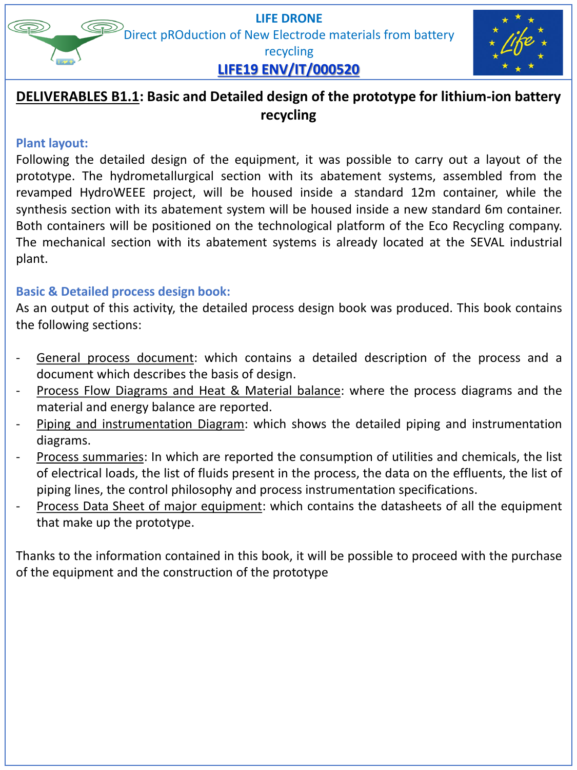**LIFE DRONE**

Direct pROduction of New Electrode materials from battery recycling

**LIFE19 ENV/IT/000520**

## DELIVERABLES B1.1: Basic and Detailed design of the prototype for lithium-ion battery recycling

### Plant layout:

Following the detailed design of the equipment, it was possible to carry out a layout of the prototype. The hydrometallurgical section with its abatement systems, assembled from the revamped HydroWEEE project, will be housed inside a standard 12m container, while the synthesis section with its abatement system will be housed inside a new standard 6m container. Both containers will be positioned on the technological platform of the Eco Recycling company. The mechanical section with its abatement systems is already located at the SEVAL industrial plant.

### Basic & Detailed process design book:

As an output of this activity, the detailed process design book was produced. This book contains the following sections:

- General process document: which contains a detailed description of the process and a document which describes the basis of design.
- Process Flow Diagrams and Heat & Material balance: where the process diagrams and the material and energy balance are reported.
- Piping and instrumentation Diagram: which shows the detailed piping and instrumentation diagrams.
- Process summaries: In which are reported the consumption of utilities and chemicals, the list of electrical loads, the list of fluids present in the process, the data on the effluents, the list of piping lines, the control philosophy and process instrumentation specifications.
- Process Data Sheet of major equipment: which contains the datasheets of all the equipment that make up the prototype.

Thanks to the information contained in this book, it will be possible to proceed with the purchase of the equipment and the construction of the prototype